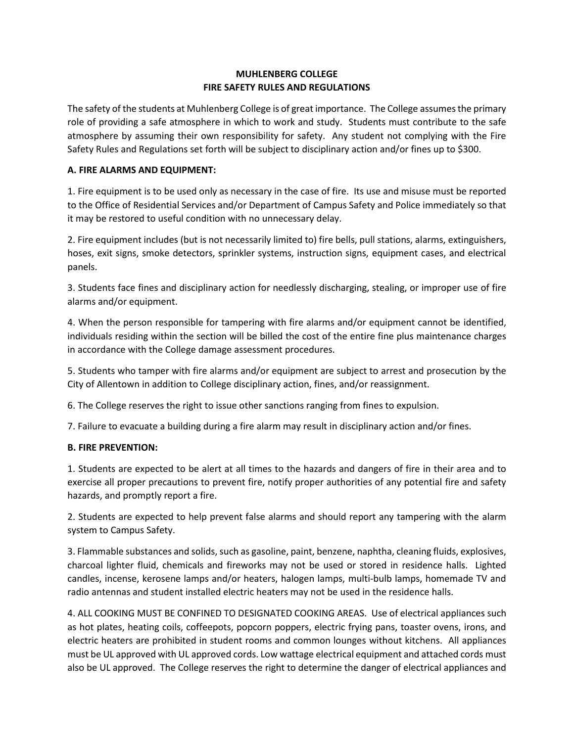# MUHLENBERG COLLEGE
# FIRE SAFETY RULES AND REGULATIONS

The safety of the students at Muhlenberg College is of great importance. The College assumes the primary role of providing a safe atmosphere in which to work and study. Students must contribute to the safe atmosphere by assuming their own responsibility for safety. Any student not complying with the Fire Safety Rules and Regulations set forth will be subject to disciplinary action and/or fines up to $300.

## A. FIRE ALARMS AND EQUIPMENT:

1. Fire equipment is to be used only as necessary in the case of fire. Its use and misuse must be reported to the Office of Residential Services and/or Department of Campus Safety and Police immediately so that it may be restored to useful condition with no unnecessary delay.

2. Fire equipment includes (but is not necessarily limited to) fire bells, pull stations, alarms, extinguishers, hoses, exit signs, smoke detectors, sprinkler systems, instruction signs, equipment cases, and electrical panels.

3. Students face fines and disciplinary action for needlessly discharging, stealing, or improper use of fire alarms and/or equipment.

4. When the person responsible for tampering with fire alarms and/or equipment cannot be identified, individuals residing within the section will be billed the cost of the entire fine plus maintenance charges in accordance with the College damage assessment procedures.

5. Students who tamper with fire alarms and/or equipment are subject to arrest and prosecution by the City of Allentown in addition to College disciplinary action, fines, and/or reassignment.

6. The College reserves the right to issue other sanctions ranging from fines to expulsion.

7. Failure to evacuate a building during a fire alarm may result in disciplinary action and/or fines.

## B. FIRE PREVENTION:

1. Students are expected to be alert at all times to the hazards and dangers of fire in their area and to exercise all proper precautions to prevent fire, notify proper authorities of any potential fire and safety hazards, and promptly report a fire.

2. Students are expected to help prevent false alarms and should report any tampering with the alarm system to Campus Safety.

3. Flammable substances and solids, such as gasoline, paint, benzene, naphtha, cleaning fluids, explosives, charcoal lighter fluid, chemicals and fireworks may not be used or stored in residence halls. Lighted candles, incense, kerosene lamps and/or heaters, halogen lamps, multi-bulb lamps, homemade TV and radio antennas and student installed electric heaters may not be used in the residence halls.

4. ALL COOKING MUST BE CONFINED TO DESIGNATED COOKING AREAS. Use of electrical appliances such as hot plates, heating coils, coffeepots, popcorn poppers, electric frying pans, toaster ovens, irons, and electric heaters are prohibited in student rooms and common lounges without kitchens. All appliances must be UL approved with UL approved cords. Low wattage electrical equipment and attached cords must also be UL approved. The College reserves the right to determine the danger of electrical appliances and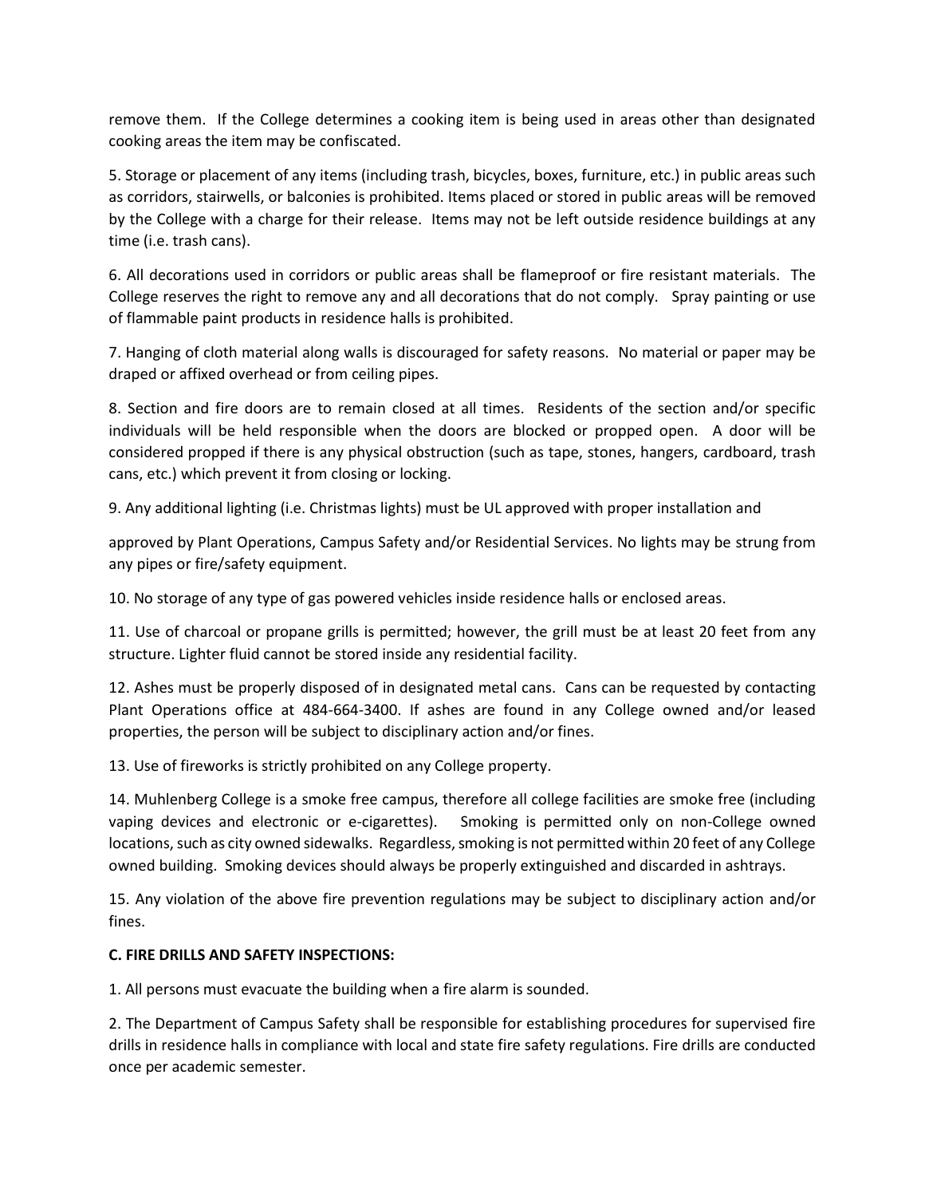remove them. If the College determines a cooking item is being used in areas other than designated cooking areas the item may be confiscated.

5. Storage or placement of any items (including trash, bicycles, boxes, furniture, etc.) in public areas such as corridors, stairwells, or balconies is prohibited. Items placed or stored in public areas will be removed by the College with a charge for their release. Items may not be left outside residence buildings at any time (i.e. trash cans).

6. All decorations used in corridors or public areas shall be flameproof or fire resistant materials. The College reserves the right to remove any and all decorations that do not comply. Spray painting or use of flammable paint products in residence halls is prohibited.

7. Hanging of cloth material along walls is discouraged for safety reasons. No material or paper may be draped or affixed overhead or from ceiling pipes.

8. Section and fire doors are to remain closed at all times. Residents of the section and/or specific individuals will be held responsible when the doors are blocked or propped open. A door will be considered propped if there is any physical obstruction (such as tape, stones, hangers, cardboard, trash cans, etc.) which prevent it from closing or locking.

9. Any additional lighting (i.e. Christmas lights) must be UL approved with proper installation and

approved by Plant Operations, Campus Safety and/or Residential Services. No lights may be strung from any pipes or fire/safety equipment.

10. No storage of any type of gas powered vehicles inside residence halls or enclosed areas.

11. Use of charcoal or propane grills is permitted; however, the grill must be at least 20 feet from any structure. Lighter fluid cannot be stored inside any residential facility.

12. Ashes must be properly disposed of in designated metal cans. Cans can be requested by contacting Plant Operations office at 484-664-3400. If ashes are found in any College owned and/or leased properties, the person will be subject to disciplinary action and/or fines.

13. Use of fireworks is strictly prohibited on any College property.

14. Muhlenberg College is a smoke free campus, therefore all college facilities are smoke free (including vaping devices and electronic or e-cigarettes). Smoking is permitted only on non-College owned locations, such as city owned sidewalks. Regardless, smoking is not permitted within 20 feet of any College owned building. Smoking devices should always be properly extinguished and discarded in ashtrays.

15. Any violation of the above fire prevention regulations may be subject to disciplinary action and/or fines.

**C. FIRE DRILLS AND SAFETY INSPECTIONS:**

1. All persons must evacuate the building when a fire alarm is sounded.

2. The Department of Campus Safety shall be responsible for establishing procedures for supervised fire drills in residence halls in compliance with local and state fire safety regulations. Fire drills are conducted once per academic semester.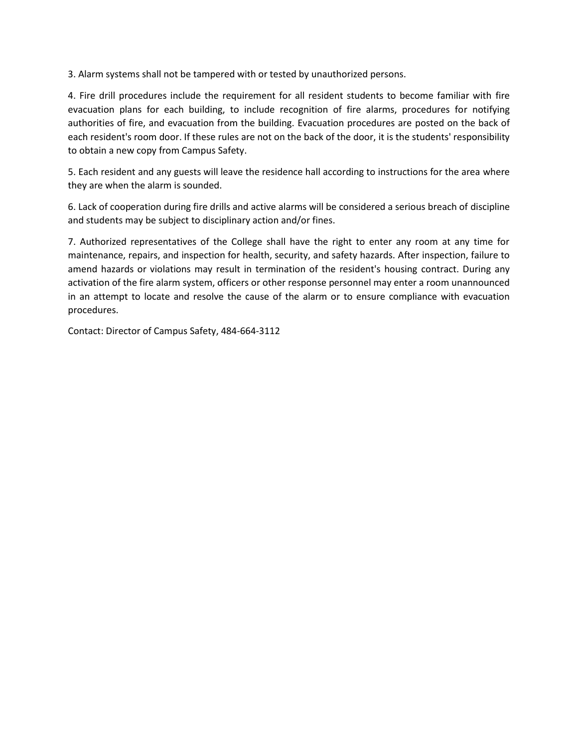3. Alarm systems shall not be tampered with or tested by unauthorized persons.

4. Fire drill procedures include the requirement for all resident students to become familiar with fire evacuation plans for each building, to include recognition of fire alarms, procedures for notifying authorities of fire, and evacuation from the building. Evacuation procedures are posted on the back of each resident's room door. If these rules are not on the back of the door, it is the students' responsibility to obtain a new copy from Campus Safety.

5. Each resident and any guests will leave the residence hall according to instructions for the area where they are when the alarm is sounded.

6. Lack of cooperation during fire drills and active alarms will be considered a serious breach of discipline and students may be subject to disciplinary action and/or fines.

7. Authorized representatives of the College shall have the right to enter any room at any time for maintenance, repairs, and inspection for health, security, and safety hazards. After inspection, failure to amend hazards or violations may result in termination of the resident's housing contract. During any activation of the fire alarm system, officers or other response personnel may enter a room unannounced in an attempt to locate and resolve the cause of the alarm or to ensure compliance with evacuation procedures.

Contact: Director of Campus Safety, 484-664-3112